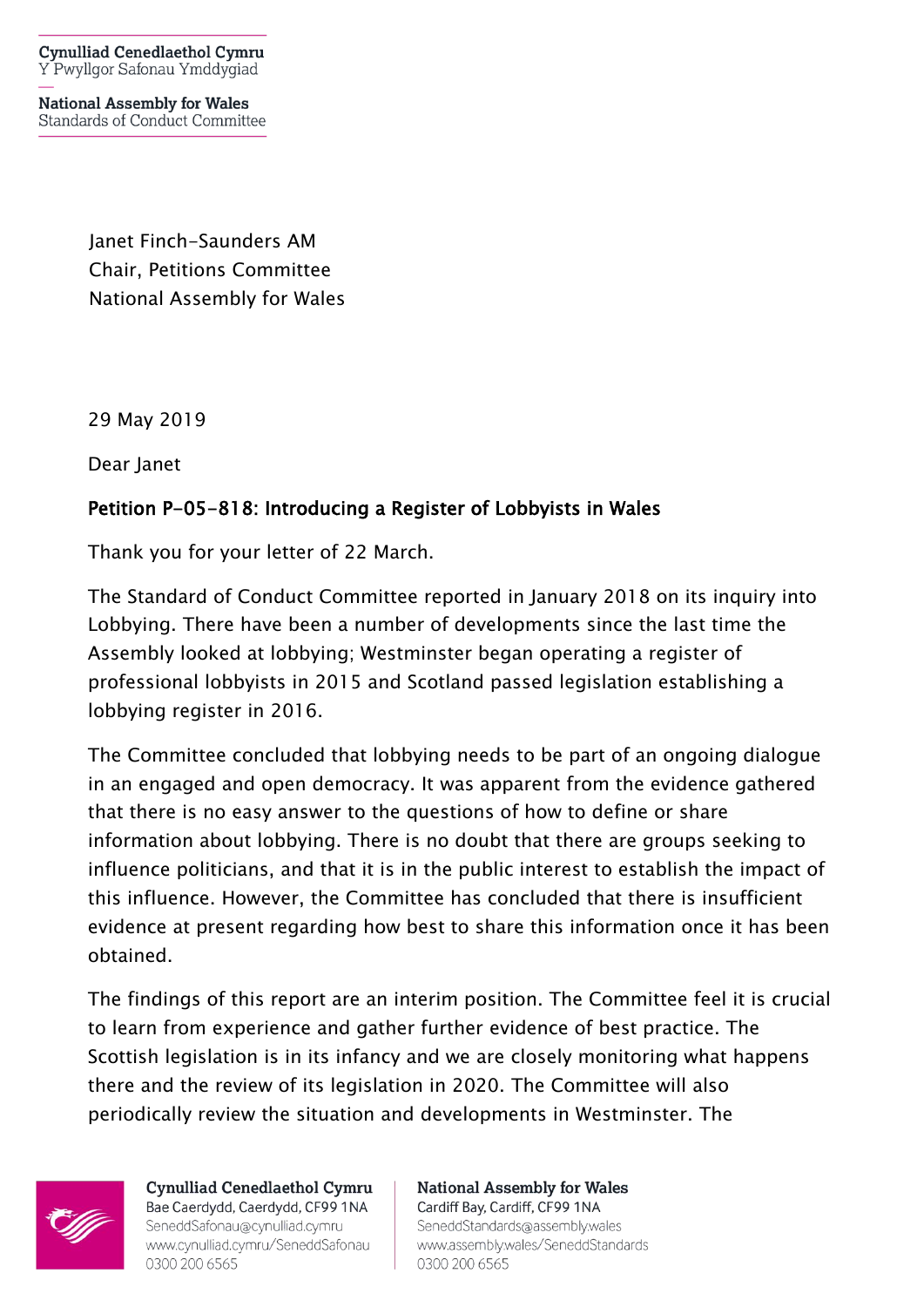Cynulliad Cenedlaethol Cymru
Y Pwyllgor Safonau Ymddygiad

National Assembly for Wales
Standards of Conduct Committee

Janet Finch-Saunders AM
Chair, Petitions Committee
National Assembly for Wales

29 May 2019

Dear Janet

**Petition P-05-818: Introducing a Register of Lobbyists in Wales**

Thank you for your letter of 22 March.

The Standard of Conduct Committee reported in January 2018 on its inquiry into Lobbying. There have been a number of developments since the last time the Assembly looked at lobbying; Westminster began operating a register of professional lobbyists in 2015 and Scotland passed legislation establishing a lobbying register in 2016.

The Committee concluded that lobbying needs to be part of an ongoing dialogue in an engaged and open democracy. It was apparent from the evidence gathered that there is no easy answer to the questions of how to define or share information about lobbying. There is no doubt that there are groups seeking to influence politicians, and that it is in the public interest to establish the impact of this influence. However, the Committee has concluded that there is insufficient evidence at present regarding how best to share this information once it has been obtained.

The findings of this report are an interim position. The Committee feel it is crucial to learn from experience and gather further evidence of best practice. The Scottish legislation is in its infancy and we are closely monitoring what happens there and the review of its legislation in 2020. The Committee will also periodically review the situation and developments in Westminster. The

Cynulliad Cenedlaethol Cymru
Bae Caerdydd, Caerdydd, CF99 1NA
SeneddSafonau@cynulliad.cymru
www.cynulliad.cymru/SeneddSafonau
0300 200 6565

National Assembly for Wales
Cardiff Bay, Cardiff, CF99 1NA
SeneddStandards@assembly.wales
www.assembly.wales/SeneddStandards
0300 200 6565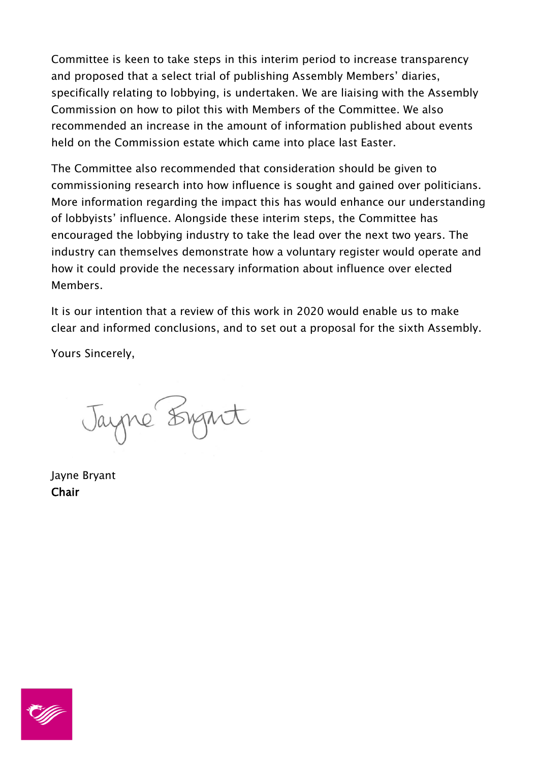Committee is keen to take steps in this interim period to increase transparency and proposed that a select trial of publishing Assembly Members' diaries, specifically relating to lobbying, is undertaken. We are liaising with the Assembly Commission on how to pilot this with Members of the Committee. We also recommended an increase in the amount of information published about events held on the Commission estate which came into place last Easter.

The Committee also recommended that consideration should be given to commissioning research into how influence is sought and gained over politicians. More information regarding the impact this has would enhance our understanding of lobbyists' influence. Alongside these interim steps, the Committee has encouraged the lobbying industry to take the lead over the next two years. The industry can themselves demonstrate how a voluntary register would operate and how it could provide the necessary information about influence over elected Members.

It is our intention that a review of this work in 2020 would enable us to make clear and informed conclusions, and to set out a proposal for the sixth Assembly.

Yours Sincerely,

Jayne Bryant

Jayne Bryant
**Chair**